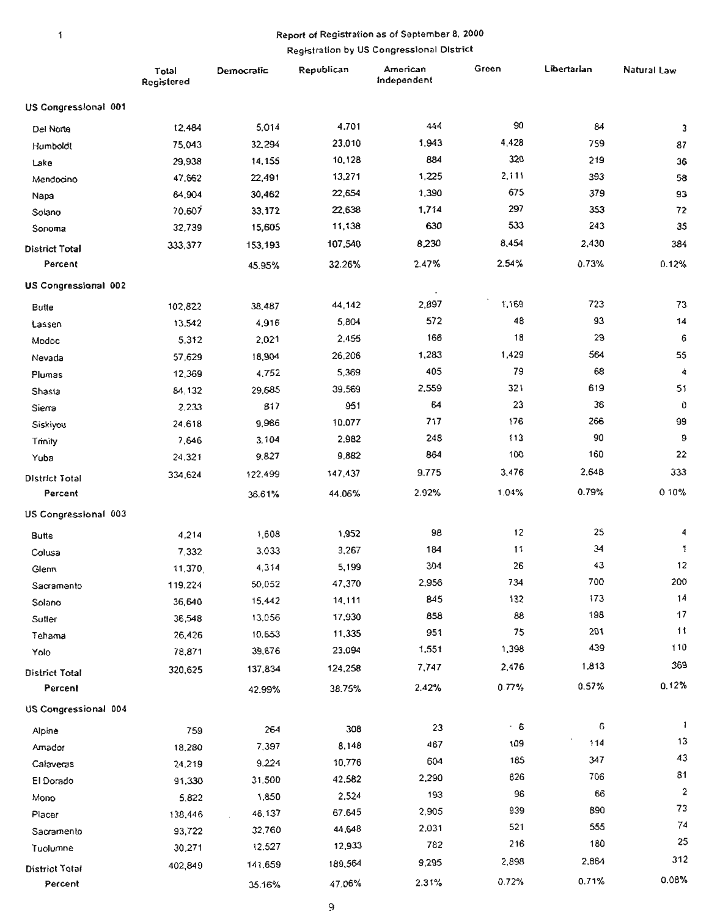Report of Registration as of September 8, 2000

Registration by US Congressional District

| | Total Registered | Democratic | Republican | American Independent | Green | Libertarian | Natural Law |
|---|---|---|---|---|---|---|---|
| **US Congressional 001** | | | | | | | |
| Del Norte | 12,484 | 5,014 | 4,701 | 444 | 90 | 84 | 3 |
| Humboldt | 75,043 | 32,294 | 23,010 | 1,943 | 4,428 | 759 | 87 |
| Lake | 29,938 | 14,155 | 10,128 | 884 | 320 | 219 | 36 |
| Mendocino | 47,662 | 22,491 | 13,271 | 1,225 | 2,111 | 393 | 58 |
| Napa | 64,904 | 30,462 | 22,654 | 1,390 | 675 | 379 | 93 |
| Solano | 70,607 | 33,172 | 22,638 | 1,714 | 297 | 353 | 72 |
| Sonoma | 32,739 | 15,605 | 11,138 | 630 | 533 | 243 | 35 |
| **District Total** | 333,377 | 153,193 | 107,540 | 8,230 | 8,454 | 2,430 | 384 |
| **Percent** | | 45.95% | 32.26% | 2.47% | 2.54% | 0.73% | 0.12% |
| **US Congressional 002** | | | | | | | |
| Butte | 102,822 | 38,487 | 44,142 | 2,897 | 1,169 | 723 | 73 |
| Lassen | 13,542 | 4,916 | 5,804 | 572 | 48 | 93 | 14 |
| Modoc | 5,312 | 2,021 | 2,455 | 166 | 18 | 29 | 6 |
| Nevada | 57,629 | 18,904 | 26,206 | 1,283 | 1,429 | 564 | 55 |
| Plumas | 12,369 | 4,752 | 5,369 | 405 | 79 | 68 | 4 |
| Shasta | 84,132 | 29,685 | 39,569 | 2,559 | 321 | 619 | 51 |
| Sierra | 2,233 | 817 | 951 | 64 | 23 | 36 | 0 |
| Siskiyou | 24,618 | 9,986 | 10,077 | 717 | 176 | 266 | 99 |
| Trinity | 7,646 | 3,104 | 2,982 | 248 | 113 | 90 | 9 |
| Yuba | 24,321 | 9,827 | 9,882 | 864 | 100 | 160 | 22 |
| **District Total** | 334,624 | 122,499 | 147,437 | 9,775 | 3,476 | 2,648 | 333 |
| **Percent** | | 36.61% | 44.06% | 2.92% | 1.04% | 0.79% | 0.10% |
| **US Congressional 003** | | | | | | | |
| Butte | 4,214 | 1,608 | 1,952 | 98 | 12 | 25 | 4 |
| Colusa | 7,332 | 3,033 | 3,267 | 184 | 11 | 34 | 1 |
| Glenn | 11,370 | 4,314 | 5,199 | 304 | 26 | 43 | 12 |
| Sacramento | 119,224 | 50,052 | 47,370 | 2,956 | 734 | 700 | 200 |
| Solano | 36,640 | 15,442 | 14,111 | 845 | 132 | 173 | 14 |
| Sutter | 36,548 | 13,056 | 17,930 | 858 | 88 | 198 | 17 |
| Tehama | 26,426 | 10,653 | 11,335 | 951 | 75 | 201 | 11 |
| Yolo | 78,871 | 39,676 | 23,094 | 1,551 | 1,398 | 439 | 110 |
| **District Total** | 320,625 | 137,834 | 124,258 | 7,747 | 2,476 | 1,813 | 369 |
| **Percent** | | 42.99% | 38.75% | 2.42% | 0.77% | 0.57% | 0.12% |
| **US Congressional 004** | | | | | | | |
| Alpine | 759 | 264 | 308 | 23 | 6 | 6 | 1 |
| Amador | 18,280 | 7,397 | 8,148 | 467 | 109 | 114 | 13 |
| Calaveras | 24,219 | 9,224 | 10,776 | 604 | 185 | 347 | 43 |
| El Dorado | 91,330 | 31,500 | 42,582 | 2,290 | 826 | 706 | 81 |
| Mono | 5,822 | 1,850 | 2,524 | 193 | 96 | 66 | 2 |
| Placer | 138,446 | 46,137 | 67,645 | 2,905 | 939 | 890 | 73 |
| Sacramento | 93,722 | 32,760 | 44,648 | 2,031 | 521 | 555 | 74 |
| Tuolumne | 30,271 | 12,527 | 12,933 | 782 | 216 | 180 | 25 |
| **District Total** | 402,849 | 141,659 | 189,564 | 9,295 | 2,898 | 2,864 | 312 |
| **Percent** | | 35.16% | 47.06% | 2.31% | 0.72% | 0.71% | 0.08% |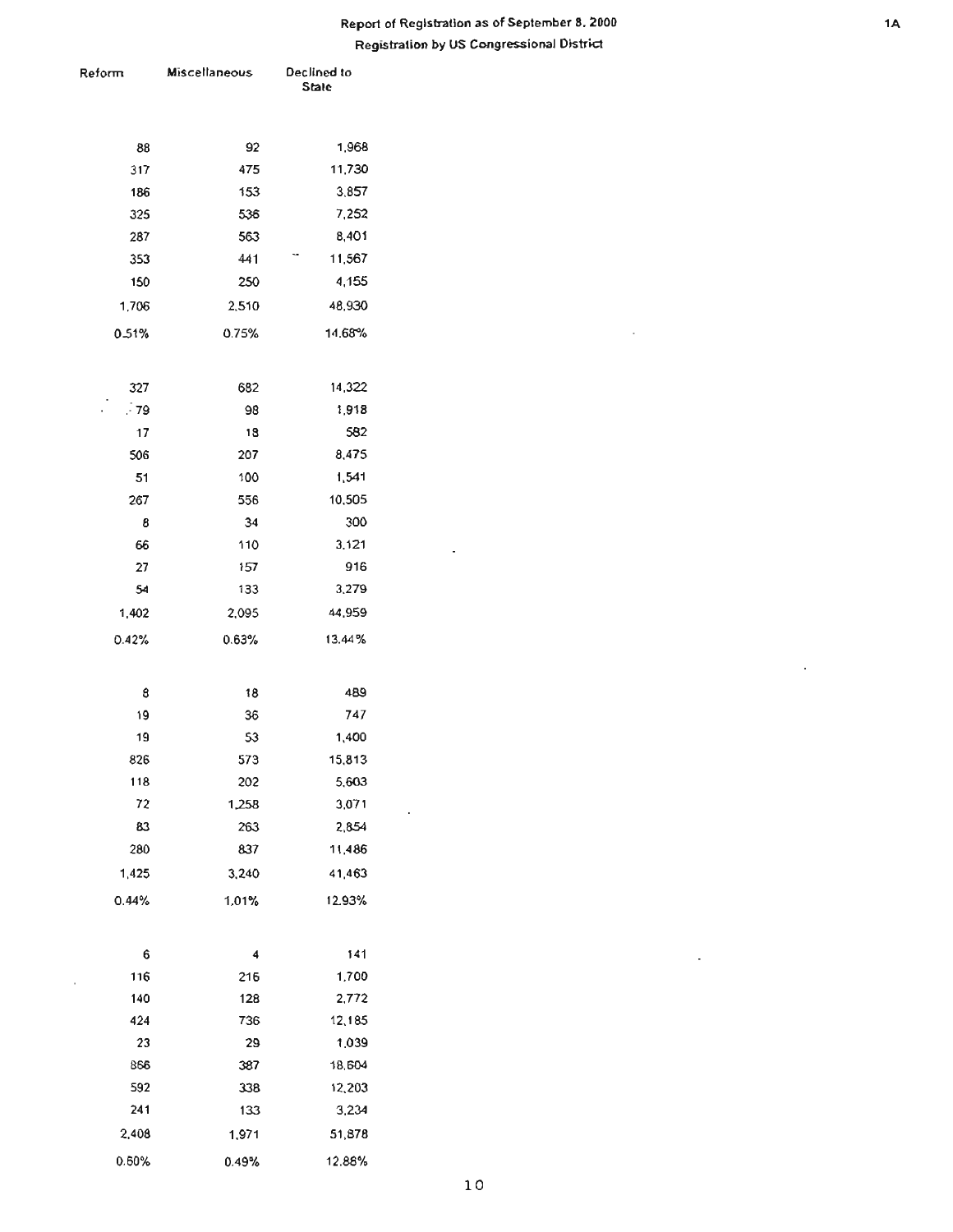# Report of Registration as of September 8, 2000

## Registration by US Congressional District

| Reform | Miscellaneous | Declined to State |
|---|---|---|
| 88 | 92 | 1,968 |
| 317 | 475 | 11,730 |
| 186 | 153 | 3,857 |
| 325 | 536 | 7,252 |
| 287 | 563 | 8,401 |
| 353 | 441 | 11,567 |
| 150 | 250 | 4,155 |
| 1,706 | 2,510 | 48,930 |
| 0.51% | 0.75% | 14.68% |
| | | |
| 327 | 682 | 14,322 |
| 79 | 98 | 1,918 |
| 17 | 18 | 582 |
| 506 | 207 | 8,475 |
| 51 | 100 | 1,541 |
| 267 | 556 | 10,505 |
| 8 | 34 | 300 |
| 66 | 110 | 3,121 |
| 27 | 157 | 916 |
| 54 | 133 | 3,279 |
| 1,402 | 2,095 | 44,959 |
| 0.42% | 0.63% | 13.44% |
| | | |
| 8 | 18 | 489 |
| 19 | 36 | 747 |
| 19 | 53 | 1,400 |
| 826 | 573 | 15,813 |
| 118 | 202 | 5,603 |
| 72 | 1,258 | 3,071 |
| 83 | 263 | 2,854 |
| 280 | 837 | 11,486 |
| 1,425 | 3,240 | 41,463 |
| 0.44% | 1.01% | 12.93% |
| | | |
| 6 | 4 | 141 |
| 116 | 216 | 1,700 |
| 140 | 128 | 2,772 |
| 424 | 736 | 12,185 |
| 23 | 29 | 1,039 |
| 866 | 387 | 18,604 |
| 592 | 338 | 12,203 |
| 241 | 133 | 3,234 |
| 2,408 | 1,971 | 51,878 |
| 0.60% | 0.49% | 12.88% |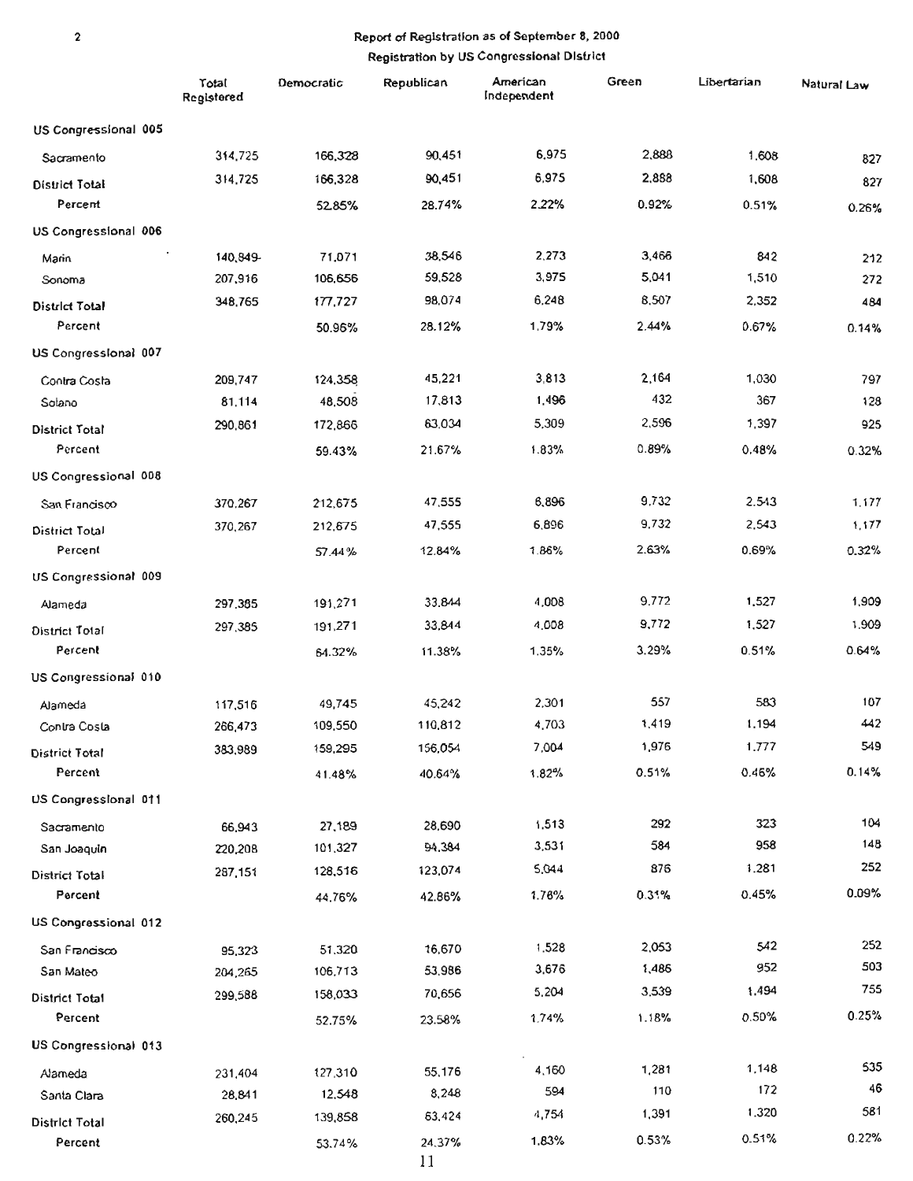## Report of Registration as of September 8, 2000

### Registration by US Congressional District

| | Total Registered | Democratic | Republican | American Independent | Green | Libertarian | Natural Law |
|---|---|---|---|---|---|---|---|
| **US Congressional 005** | | | | | | | |
| Sacramento | 314,725 | 166,328 | 90,451 | 6,975 | 2,888 | 1,608 | 827 |
| District Total | 314,725 | 166,328 | 90,451 | 6,975 | 2,888 | 1,608 | 827 |
| Percent | | 52.85% | 28.74% | 2.22% | 0.92% | 0.51% | 0.26% |
| **US Congressional 006** | | | | | | | |
| Marin | 140,849- | 71,071 | 38,546 | 2,273 | 3,466 | 842 | 212 |
| Sonoma | 207,916 | 106,656 | 59,528 | 3,975 | 5,041 | 1,510 | 272 |
| District Total | 348,765 | 177,727 | 98,074 | 6,248 | 8,507 | 2,352 | 484 |
| Percent | | 50.96% | 28.12% | 1.79% | 2.44% | 0.67% | 0.14% |
| **US Congressional 007** | | | | | | | |
| Contra Costa | 209,747 | 124,358 | 45,221 | 3,813 | 2,164 | 1,030 | 797 |
| Solano | 81,114 | 48,508 | 17,813 | 1,496 | 432 | 367 | 128 |
| District Total | 290,861 | 172,866 | 63,034 | 5,309 | 2,596 | 1,397 | 925 |
| Percent | | 59.43% | 21.67% | 1.83% | 0.89% | 0.48% | 0.32% |
| **US Congressional 008** | | | | | | | |
| San Francisco | 370,267 | 212,675 | 47,555 | 6,896 | 9,732 | 2,543 | 1,177 |
| District Total | 370,267 | 212,675 | 47,555 | 6,896 | 9,732 | 2,543 | 1,177 |
| Percent | | 57.44% | 12.84% | 1.86% | 2.63% | 0.69% | 0.32% |
| **US Congressional 009** | | | | | | | |
| Alameda | 297,385 | 191,271 | 33,844 | 4,008 | 9,772 | 1,527 | 1,909 |
| District Total | 297,385 | 191,271 | 33,844 | 4,008 | 9,772 | 1,527 | 1,909 |
| Percent | | 64.32% | 11.38% | 1.35% | 3.29% | 0.51% | 0.64% |
| **US Congressional 010** | | | | | | | |
| Alameda | 117,516 | 49,745 | 45,242 | 2,301 | 557 | 583 | 107 |
| Contra Costa | 266,473 | 109,550 | 110,812 | 4,703 | 1,419 | 1,194 | 442 |
| District Total | 383,989 | 159,295 | 156,054 | 7,004 | 1,976 | 1,777 | 549 |
| Percent | | 41.48% | 40.64% | 1.82% | 0.51% | 0.46% | 0.14% |
| **US Congressional 011** | | | | | | | |
| Sacramento | 66,943 | 27,189 | 28,690 | 1,513 | 292 | 323 | 104 |
| San Joaquin | 220,208 | 101,327 | 94,384 | 3,531 | 584 | 958 | 148 |
| District Total | 287,151 | 128,516 | 123,074 | 5,044 | 876 | 1,281 | 252 |
| Percent | | 44.76% | 42.86% | 1.76% | 0.31% | 0.45% | 0.09% |
| **US Congressional 012** | | | | | | | |
| San Francisco | 95,323 | 51,320 | 16,670 | 1,528 | 2,053 | 542 | 252 |
| San Mateo | 204,265 | 106,713 | 53,986 | 3,676 | 1,486 | 952 | 503 |
| District Total | 299,588 | 158,033 | 70,656 | 5,204 | 3,539 | 1,494 | 755 |
| Percent | | 52.75% | 23.58% | 1.74% | 1.18% | 0.50% | 0.25% |
| **US Congressional 013** | | | | | | | |
| Alameda | 231,404 | 127,310 | 55,176 | 4,160 | 1,281 | 1,148 | 535 |
| Santa Clara | 28,841 | 12,548 | 8,248 | 594 | 110 | 172 | 46 |
| District Total | 260,245 | 139,858 | 63,424 | 4,754 | 1,391 | 1,320 | 581 |
| Percent | | 53.74% | 24.37% | 1.83% | 0.53% | 0.51% | 0.22% |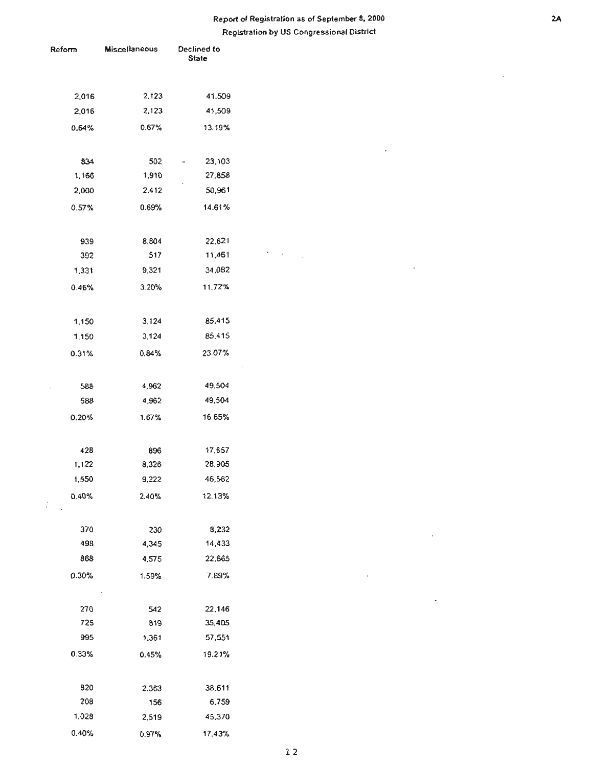Report of Registration as of September 8, 2000

Registration by US Congressional District

| Reform | Miscellaneous | Declined to State |
|---|---|---|
| 2,016 | 2,123 | 41,509 |
| 2,016 | 2,123 | 41,509 |
| 0.64% | 0.67% | 13.19% |
| | | |
| 834 | 502 | 23,103 |
| 1,166 | 1,910 | 27,858 |
| 2,000 | 2,412 | 50,961 |
| 0.57% | 0.69% | 14.61% |
| | | |
| 939 | 8,804 | 22,621 |
| 392 | 517 | 11,461 |
| 1,331 | 9,321 | 34,082 |
| 0.46% | 3.20% | 11.72% |
| | | |
| 1,150 | 3,124 | 85,415 |
| 1,150 | 3,124 | 85,415 |
| 0.31% | 0.84% | 23.07% |
| | | |
| 588 | 4,962 | 49,504 |
| 588 | 4,962 | 49,504 |
| 0.20% | 1.67% | 16.65% |
| | | |
| 428 | 896 | 17,657 |
| 1,122 | 8,326 | 28,905 |
| 1,550 | 9,222 | 46,562 |
| 0.40% | 2.40% | 12.13% |
| | | |
| 370 | 230 | 8,232 |
| 498 | 4,345 | 14,433 |
| 868 | 4,575 | 22,665 |
| 0.30% | 1.59% | 7.89% |
| | | |
| 270 | 542 | 22,146 |
| 725 | 819 | 35,405 |
| 995 | 1,361 | 57,551 |
| 0.33% | 0.45% | 19.21% |
| | | |
| 820 | 2,363 | 38,611 |
| 208 | 156 | 6,759 |
| 1,028 | 2,519 | 45,370 |
| 0.40% | 0.97% | 17.43% |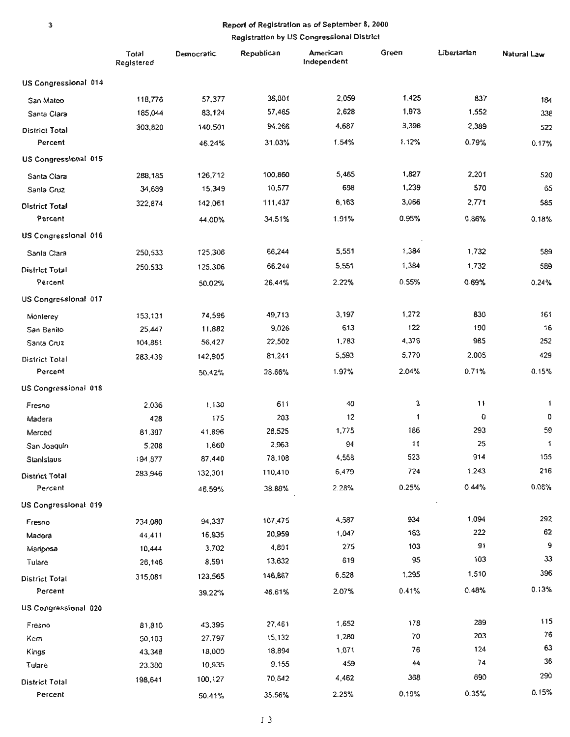## Report of Registration as of September 8, 2000

### Registration by US Congressional District

| | Total Registered | Democratic | Republican | American Independent | Green | Libertarian | Natural Law |
|---|---|---|---|---|---|---|---|
| **US Congressional 014** | | | | | | | |
| San Mateo | 118,776 | 57,377 | 36,801 | 2,059 | 1,425 | 837 | 184 |
| Santa Clara | 185,044 | 83,124 | 57,465 | 2,628 | 1,973 | 1,552 | 338 |
| District Total | 303,820 | 140,501 | 94,266 | 4,687 | 3,398 | 2,389 | 522 |
| Percent | | 46.24% | 31.03% | 1.54% | 1.12% | 0.79% | 0.17% |
| **US Congressional 015** | | | | | | | |
| Santa Clara | 288,185 | 126,712 | 100,860 | 5,465 | 1,827 | 2,201 | 520 |
| Santa Cruz | 34,689 | 15,349 | 10,577 | 698 | 1,239 | 570 | 65 |
| District Total | 322,874 | 142,061 | 111,437 | 6,163 | 3,066 | 2,771 | 585 |
| Percent | | 44.00% | 34.51% | 1.91% | 0.95% | 0.86% | 0.18% |
| **US Congressional 016** | | | | | | | |
| Santa Clara | 250,533 | 125,306 | 66,244 | 5,551 | 1,384 | 1,732 | 589 |
| District Total | 250,533 | 125,306 | 66,244 | 5,551 | 1,384 | 1,732 | 589 |
| Percent | | 50.02% | 26.44% | 2.22% | 0.55% | 0.69% | 0.24% |
| **US Congressional 017** | | | | | | | |
| Monterey | 153,131 | 74,596 | 49,713 | 3,197 | 1,272 | 830 | 161 |
| San Benito | 25,447 | 11,882 | 9,026 | 613 | 122 | 190 | 16 |
| Santa Cruz | 104,861 | 56,427 | 22,502 | 1,783 | 4,376 | 985 | 252 |
| District Total | 283,439 | 142,905 | 81,241 | 5,593 | 5,770 | 2,005 | 429 |
| Percent | | 50.42% | 28.66% | 1.97% | 2.04% | 0.71% | 0.15% |
| **US Congressional 018** | | | | | | | |
| Fresno | 2,036 | 1,130 | 611 | 40 | 3 | 11 | 1 |
| Madera | 428 | 175 | 203 | 12 | 1 | 0 | 0 |
| Merced | 81,397 | 41,896 | 28,525 | 1,775 | 186 | 293 | 59 |
| San Joaquin | 5,208 | 1,660 | 2,963 | 94 | 11 | 25 | 1 |
| Stanislaus | 194,877 | 87,440 | 78,108 | 4,558 | 523 | 914 | 155 |
| District Total | 283,946 | 132,301 | 110,410 | 6,479 | 724 | 1,243 | 216 |
| Percent | | 46.59% | 38.88% | 2.28% | 0.25% | 0.44% | 0.08% |
| **US Congressional 019** | | | | | | | |
| Fresno | 234,080 | 94,337 | 107,475 | 4,587 | 934 | 1,094 | 292 |
| Madera | 44,411 | 16,935 | 20,959 | 1,047 | 163 | 222 | 62 |
| Mariposa | 10,444 | 3,702 | 4,801 | 275 | 103 | 91 | 9 |
| Tulare | 26,146 | 8,591 | 13,632 | 619 | 95 | 103 | 33 |
| District Total | 315,081 | 123,565 | 146,867 | 6,528 | 1,295 | 1,510 | 396 |
| Percent | | 39.22% | 46.61% | 2.07% | 0.41% | 0.48% | 0.13% |
| **US Congressional 020** | | | | | | | |
| Fresno | 81,810 | 43,395 | 27,461 | 1,652 | 178 | 289 | 115 |
| Kern | 50,103 | 27,797 | 15,132 | 1,280 | 70 | 203 | 76 |
| Kings | 43,348 | 18,000 | 18,894 | 1,071 | 76 | 124 | 63 |
| Tulare | 23,380 | 10,935 | 9,155 | 459 | 44 | 74 | 36 |
| District Total | 198,641 | 100,127 | 70,642 | 4,462 | 368 | 690 | 290 |
| Percent | | 50.41% | 35.56% | 2.25% | 0.19% | 0.35% | 0.15% |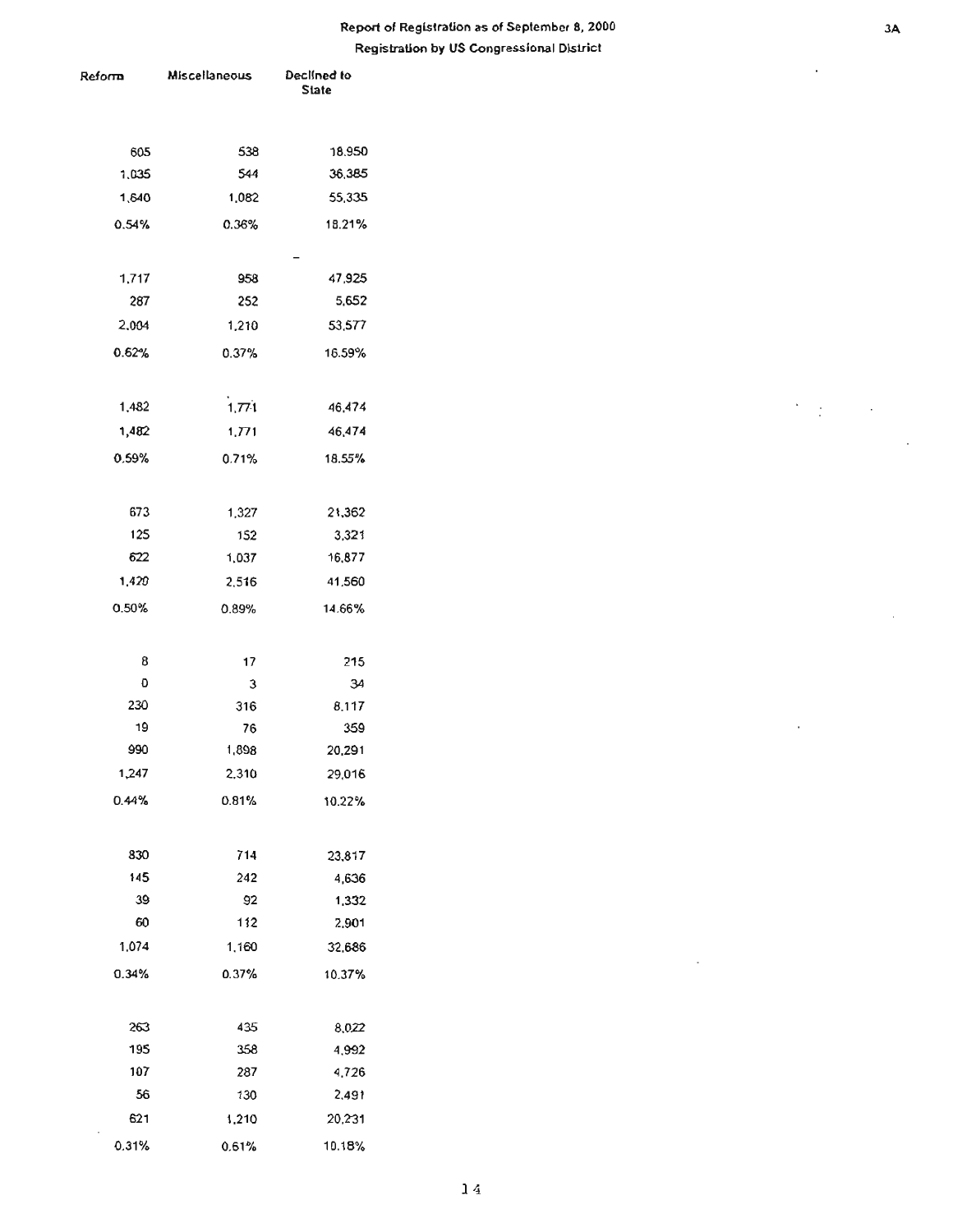## Report of Registration as of September 8, 2000

### Registration by US Congressional District

| Reform | Miscellaneous | Declined to State |
|---|---|---|
| 605 | 538 | 18,950 |
| 1,035 | 544 | 36,385 |
| 1,640 | 1,082 | 55,335 |
| 0.54% | 0.36% | 18.21% |
| | | |
| 1,717 | 958 | 47,925 |
| 287 | 252 | 5,652 |
| 2,004 | 1,210 | 53,577 |
| 0.62% | 0.37% | 16.59% |
| | | |
| 1,482 | 1,771 | 46,474 |
| 1,482 | 1,771 | 46,474 |
| 0.59% | 0.71% | 18.55% |
| | | |
| 673 | 1,327 | 21,362 |
| 125 | 152 | 3,321 |
| 622 | 1,037 | 16,877 |
| 1,420 | 2,516 | 41,560 |
| 0.50% | 0.89% | 14.66% |
| | | |
| 8 | 17 | 215 |
| 0 | 3 | 34 |
| 230 | 316 | 8,117 |
| 19 | 76 | 359 |
| 990 | 1,898 | 20,291 |
| 1,247 | 2,310 | 29,016 |
| 0.44% | 0.81% | 10.22% |
| | | |
| 830 | 714 | 23,817 |
| 145 | 242 | 4,636 |
| 39 | 92 | 1,332 |
| 60 | 112 | 2,901 |
| 1,074 | 1,160 | 32,686 |
| 0.34% | 0.37% | 10.37% |
| | | |
| 263 | 435 | 8,022 |
| 195 | 358 | 4,992 |
| 107 | 287 | 4,726 |
| 56 | 130 | 2,491 |
| 621 | 1,210 | 20,231 |
| 0.31% | 0.61% | 10.18% |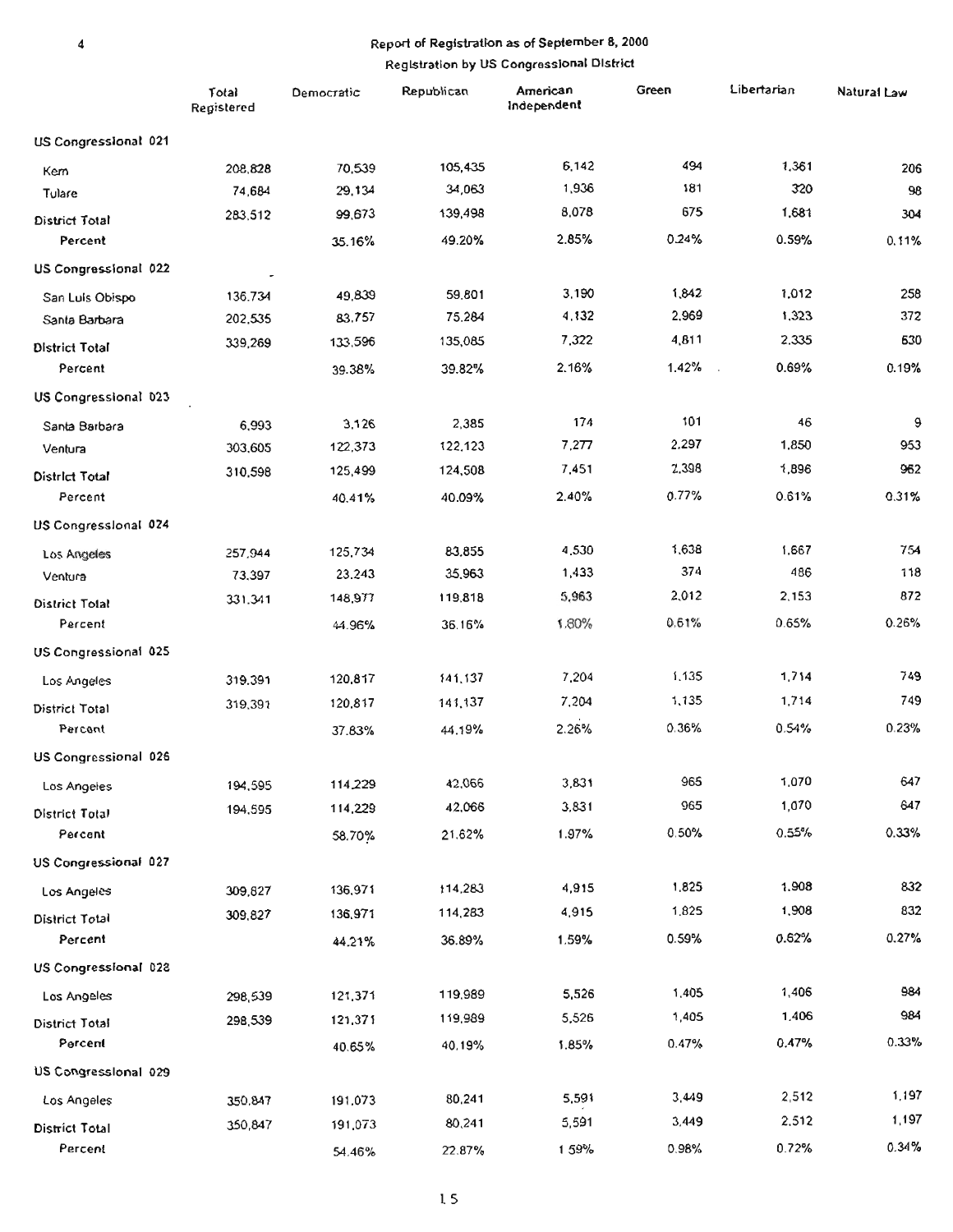Report of Registration as of September 8, 2000

Registration by US Congressional District

| | Total Registered | Democratic | Republican | American Independent | Green | Libertarian | Natural Law |
|---|---|---|---|---|---|---|---|
| **US Congressional 021** | | | | | | | |
| Kern | 208,828 | 70,539 | 105,435 | 6,142 | 494 | 1,361 | 206 |
| Tulare | 74,684 | 29,134 | 34,063 | 1,936 | 181 | 320 | 98 |
| District Total | 283,512 | 99,673 | 139,498 | 8,078 | 675 | 1,681 | 304 |
| Percent | | 35.16% | 49.20% | 2.85% | 0.24% | 0.59% | 0.11% |
| **US Congressional 022** | | | | | | | |
| San Luis Obispo | 136,734 | 49,839 | 59,801 | 3,190 | 1,842 | 1,012 | 258 |
| Santa Barbara | 202,535 | 83,757 | 75,284 | 4,132 | 2,969 | 1,323 | 372 |
| District Total | 339,269 | 133,596 | 135,085 | 7,322 | 4,811 | 2,335 | 630 |
| Percent | | 39.38% | 39.82% | 2.16% | 1.42% | 0.69% | 0.19% |
| **US Congressional 023** | | | | | | | |
| Santa Barbara | 6,993 | 3,126 | 2,385 | 174 | 101 | 46 | 9 |
| Ventura | 303,605 | 122,373 | 122,123 | 7,277 | 2,297 | 1,850 | 953 |
| District Total | 310,598 | 125,499 | 124,508 | 7,451 | 2,398 | 1,896 | 962 |
| Percent | | 40.41% | 40.09% | 2.40% | 0.77% | 0.61% | 0.31% |
| **US Congressional 024** | | | | | | | |
| Los Angeles | 257,944 | 125,734 | 83,855 | 4,530 | 1,638 | 1,667 | 754 |
| Ventura | 73,397 | 23,243 | 35,963 | 1,433 | 374 | 486 | 118 |
| District Total | 331,341 | 148,977 | 119,818 | 5,963 | 2,012 | 2,153 | 872 |
| Percent | | 44.96% | 36.16% | 1.80% | 0.61% | 0.65% | 0.26% |
| **US Congressional 025** | | | | | | | |
| Los Angeles | 319,391 | 120,817 | 141,137 | 7,204 | 1,135 | 1,714 | 749 |
| District Total | 319,391 | 120,817 | 141,137 | 7,204 | 1,135 | 1,714 | 749 |
| Percent | | 37.83% | 44.19% | 2.26% | 0.36% | 0.54% | 0.23% |
| **US Congressional 026** | | | | | | | |
| Los Angeles | 194,595 | 114,229 | 42,066 | 3,831 | 965 | 1,070 | 647 |
| District Total | 194,595 | 114,229 | 42,066 | 3,831 | 965 | 1,070 | 647 |
| Percent | | 58.70% | 21.62% | 1.97% | 0.50% | 0.55% | 0.33% |
| **US Congressional 027** | | | | | | | |
| Los Angeles | 309,827 | 136,971 | 114,283 | 4,915 | 1,825 | 1,908 | 832 |
| District Total | 309,827 | 136,971 | 114,283 | 4,915 | 1,825 | 1,908 | 832 |
| Percent | | 44.21% | 36.89% | 1.59% | 0.59% | 0.62% | 0.27% |
| **US Congressional 028** | | | | | | | |
| Los Angeles | 298,539 | 121,371 | 119,989 | 5,526 | 1,405 | 1,406 | 984 |
| District Total | 298,539 | 121,371 | 119,989 | 5,526 | 1,405 | 1,406 | 984 |
| Percent | | 40.65% | 40.19% | 1.85% | 0.47% | 0.47% | 0.33% |
| **US Congressional 029** | | | | | | | |
| Los Angeles | 350,847 | 191,073 | 80,241 | 5,591 | 3,449 | 2,512 | 1,197 |
| District Total | 350,847 | 191,073 | 80,241 | 5,591 | 3,449 | 2,512 | 1,197 |
| Percent | | 54.46% | 22.87% | 1.59% | 0.98% | 0.72% | 0.34% |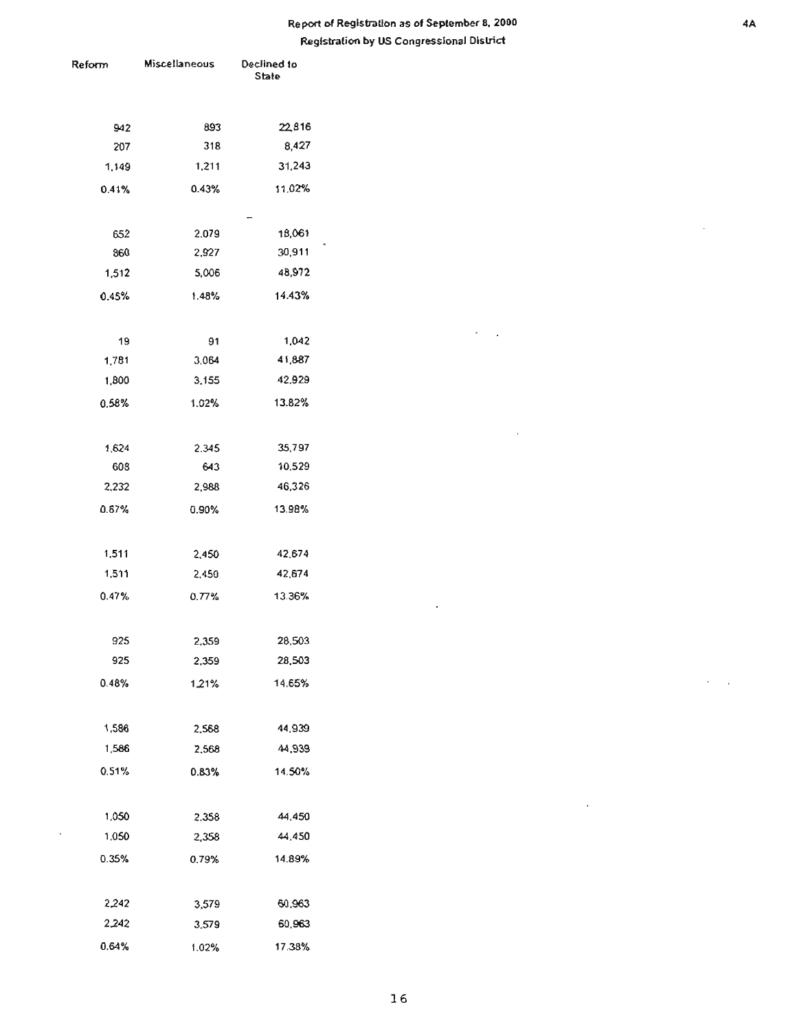# Report of Registration as of September 8, 2000

## Registration by US Congressional District

| Reform | Miscellaneous | Declined to State |
|---|---|---|
| 942 | 893 | 22,816 |
| 207 | 318 | 8,427 |
| 1,149 | 1,211 | 31,243 |
| 0.41% | 0.43% | 11.02% |
| | | |
| 652 | 2,079 | 18,061 |
| 860 | 2,927 | 30,911 |
| 1,512 | 5,006 | 48,972 |
| 0.45% | 1.48% | 14.43% |
| | | |
| 19 | 91 | 1,042 |
| 1,781 | 3,064 | 41,887 |
| 1,800 | 3,155 | 42,929 |
| 0.58% | 1.02% | 13.82% |
| | | |
| 1,624 | 2,345 | 35,797 |
| 608 | 643 | 10,529 |
| 2,232 | 2,988 | 46,326 |
| 0.67% | 0.90% | 13.98% |
| | | |
| 1,511 | 2,450 | 42,674 |
| 1,511 | 2,450 | 42,674 |
| 0.47% | 0.77% | 13.36% |
| | | |
| 925 | 2,359 | 28,503 |
| 925 | 2,359 | 28,503 |
| 0.48% | 1.21% | 14.65% |
| | | |
| 1,586 | 2,568 | 44,939 |
| 1,586 | 2,568 | 44,939 |
| 0.51% | 0.83% | 14.50% |
| | | |
| 1,050 | 2,358 | 44,450 |
| 1,050 | 2,358 | 44,450 |
| 0.35% | 0.79% | 14.89% |
| | | |
| 2,242 | 3,579 | 60,963 |
| 2,242 | 3,579 | 60,963 |
| 0.64% | 1.02% | 17.38% |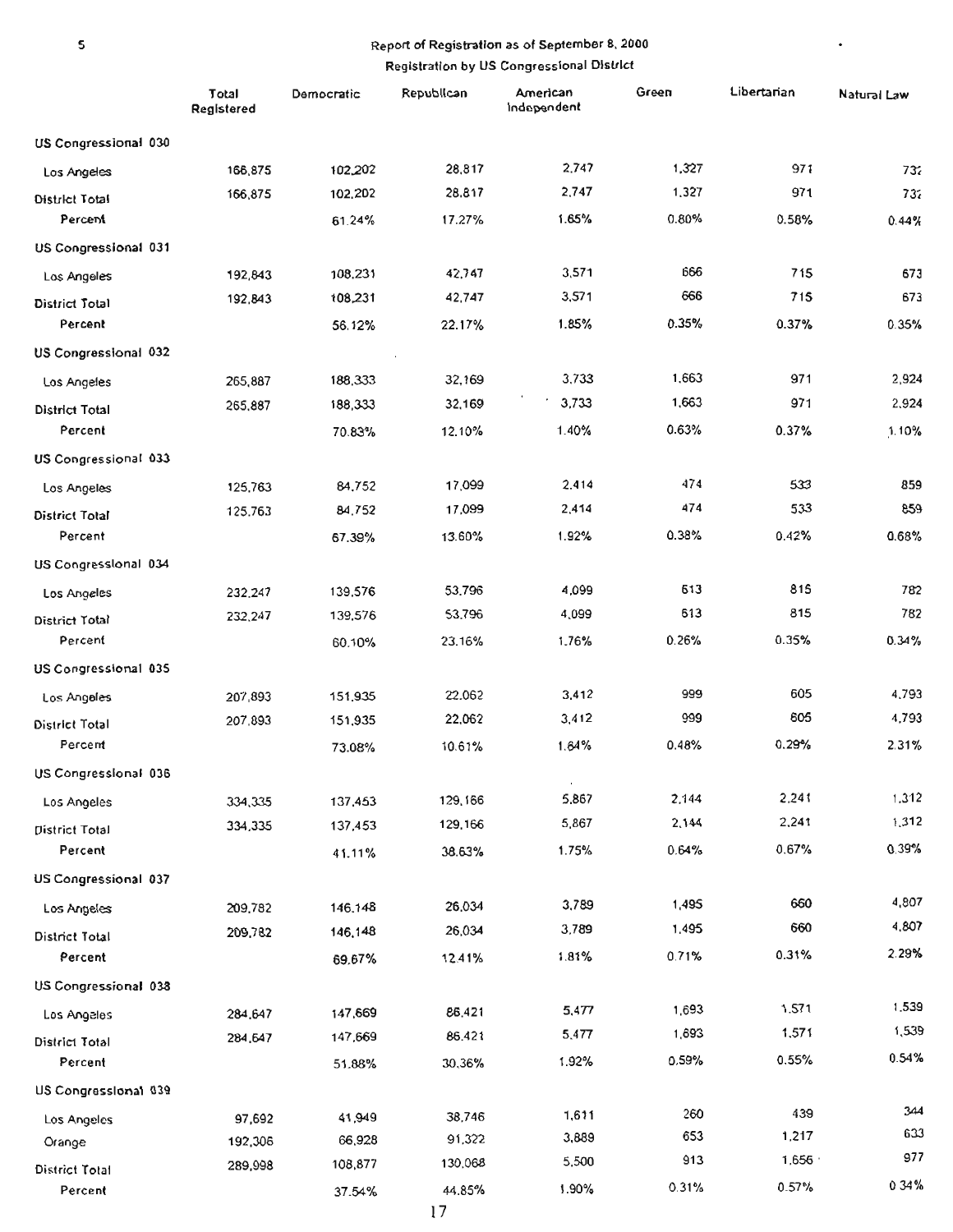## Report of Registration as of September 8, 2000

### Registration by US Congressional District

| | Total Registered | Democratic | Republican | American Independent | Green | Libertarian | Natural Law |
|---|---|---|---|---|---|---|---|
| **US Congressional 030** | | | | | | | |
| Los Angeles | 166,875 | 102,202 | 28,817 | 2,747 | 1,327 | 971 | 732 |
| District Total | 166,875 | 102,202 | 28,817 | 2,747 | 1,327 | 971 | 732 |
| Percent | | 61.24% | 17.27% | 1.65% | 0.80% | 0.58% | 0.44% |
| **US Congressional 031** | | | | | | | |
| Los Angeles | 192,843 | 108,231 | 42,747 | 3,571 | 666 | 715 | 673 |
| District Total | 192,843 | 108,231 | 42,747 | 3,571 | 666 | 715 | 673 |
| Percent | | 56.12% | 22.17% | 1.85% | 0.35% | 0.37% | 0.35% |
| **US Congressional 032** | | | | | | | |
| Los Angeles | 265,887 | 188,333 | 32,169 | 3,733 | 1,663 | 971 | 2,924 |
| District Total | 265,887 | 188,333 | 32,169 | 3,733 | 1,663 | 971 | 2,924 |
| Percent | | 70.83% | 12.10% | 1.40% | 0.63% | 0.37% | 1.10% |
| **US Congressional 033** | | | | | | | |
| Los Angeles | 125,763 | 84,752 | 17,099 | 2,414 | 474 | 533 | 859 |
| District Total | 125,763 | 84,752 | 17,099 | 2,414 | 474 | 533 | 859 |
| Percent | | 67.39% | 13.60% | 1.92% | 0.38% | 0.42% | 0.68% |
| **US Congressional 034** | | | | | | | |
| Los Angeles | 232,247 | 139,576 | 53,796 | 4,099 | 613 | 815 | 782 |
| District Total | 232,247 | 139,576 | 53,796 | 4,099 | 613 | 815 | 782 |
| Percent | | 60.10% | 23.16% | 1.76% | 0.26% | 0.35% | 0.34% |
| **US Congressional 035** | | | | | | | |
| Los Angeles | 207,893 | 151,935 | 22,062 | 3,412 | 999 | 605 | 4,793 |
| District Total | 207,893 | 151,935 | 22,062 | 3,412 | 999 | 605 | 4,793 |
| Percent | | 73.08% | 10.61% | 1.64% | 0.48% | 0.29% | 2.31% |
| **US Congressional 036** | | | | | | | |
| Los Angeles | 334,335 | 137,453 | 129,166 | 5,867 | 2,144 | 2,241 | 1,312 |
| District Total | 334,335 | 137,453 | 129,166 | 5,867 | 2,144 | 2,241 | 1,312 |
| Percent | | 41.11% | 38.63% | 1.75% | 0.64% | 0.67% | 0.39% |
| **US Congressional 037** | | | | | | | |
| Los Angeles | 209,782 | 146,148 | 26,034 | 3,789 | 1,495 | 660 | 4,807 |
| District Total | 209,782 | 146,148 | 26,034 | 3,789 | 1,495 | 660 | 4,807 |
| Percent | | 69.67% | 12.41% | 1.81% | 0.71% | 0.31% | 2.29% |
| **US Congressional 038** | | | | | | | |
| Los Angeles | 284,647 | 147,669 | 86,421 | 5,477 | 1,693 | 1,571 | 1,539 |
| District Total | 284,647 | 147,669 | 86,421 | 5,477 | 1,693 | 1,571 | 1,539 |
| Percent | | 51.88% | 30.36% | 1.92% | 0.59% | 0.55% | 0.54% |
| **US Congressional 039** | | | | | | | |
| Los Angeles | 97,692 | 41,949 | 38,746 | 1,611 | 260 | 439 | 344 |
| Orange | 192,306 | 66,928 | 91,322 | 3,889 | 653 | 1,217 | 633 |
| District Total | 289,998 | 108,877 | 130,068 | 5,500 | 913 | 1,656 | 977 |
| Percent | | 37.54% | 44.85% | 1.90% | 0.31% | 0.57% | 0.34% |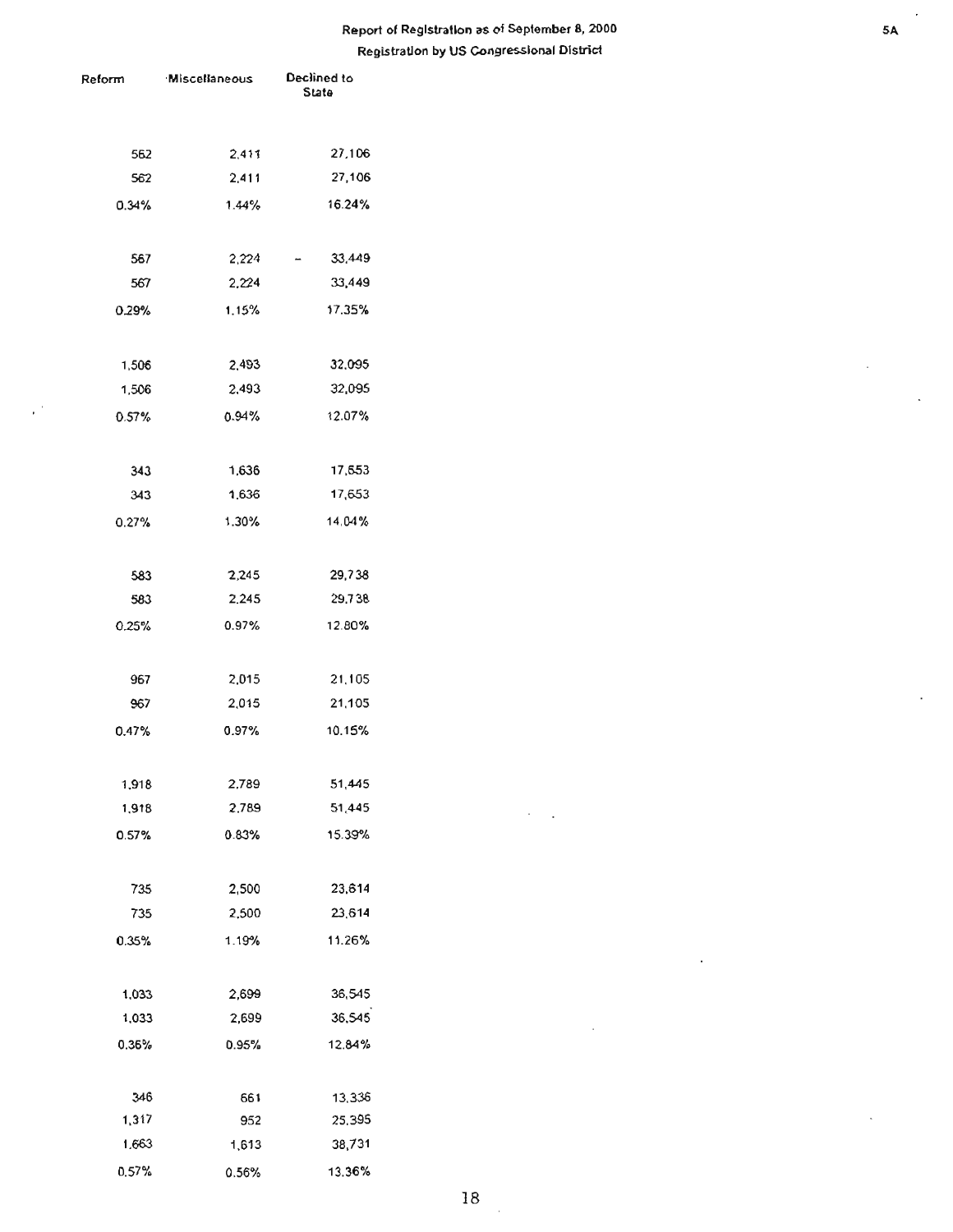Report of Registration as of September 8, 2000

Registration by US Congressional District

| Reform | Miscellaneous | Declined to State |
|---|---|---|
| 562 | 2,411 | 27,106 |
| 562 | 2,411 | 27,106 |
| 0.34% | 1.44% | 16.24% |
| | | |
| 567 | 2,224 | 33,449 |
| 567 | 2,224 | 33,449 |
| 0.29% | 1.15% | 17.35% |
| | | |
| 1,506 | 2,493 | 32,095 |
| 1,506 | 2,493 | 32,095 |
| 0.57% | 0.94% | 12.07% |
| | | |
| 343 | 1,636 | 17,653 |
| 343 | 1,636 | 17,653 |
| 0.27% | 1.30% | 14.04% |
| | | |
| 583 | 2,245 | 29,738 |
| 583 | 2,245 | 29,738 |
| 0.25% | 0.97% | 12.80% |
| | | |
| 967 | 2,015 | 21,105 |
| 967 | 2,015 | 21,105 |
| 0.47% | 0.97% | 10.15% |
| | | |
| 1,918 | 2,789 | 51,445 |
| 1,918 | 2,789 | 51,445 |
| 0.57% | 0.83% | 15.39% |
| | | |
| 735 | 2,500 | 23,614 |
| 735 | 2,500 | 23,614 |
| 0.35% | 1.19% | 11.26% |
| | | |
| 1,033 | 2,699 | 36,545 |
| 1,033 | 2,699 | 36,545 |
| 0.36% | 0.95% | 12.84% |
| | | |
| 346 | 661 | 13,336 |
| 1,317 | 952 | 25,395 |
| 1,663 | 1,613 | 38,731 |
| 0.57% | 0.56% | 13.36% |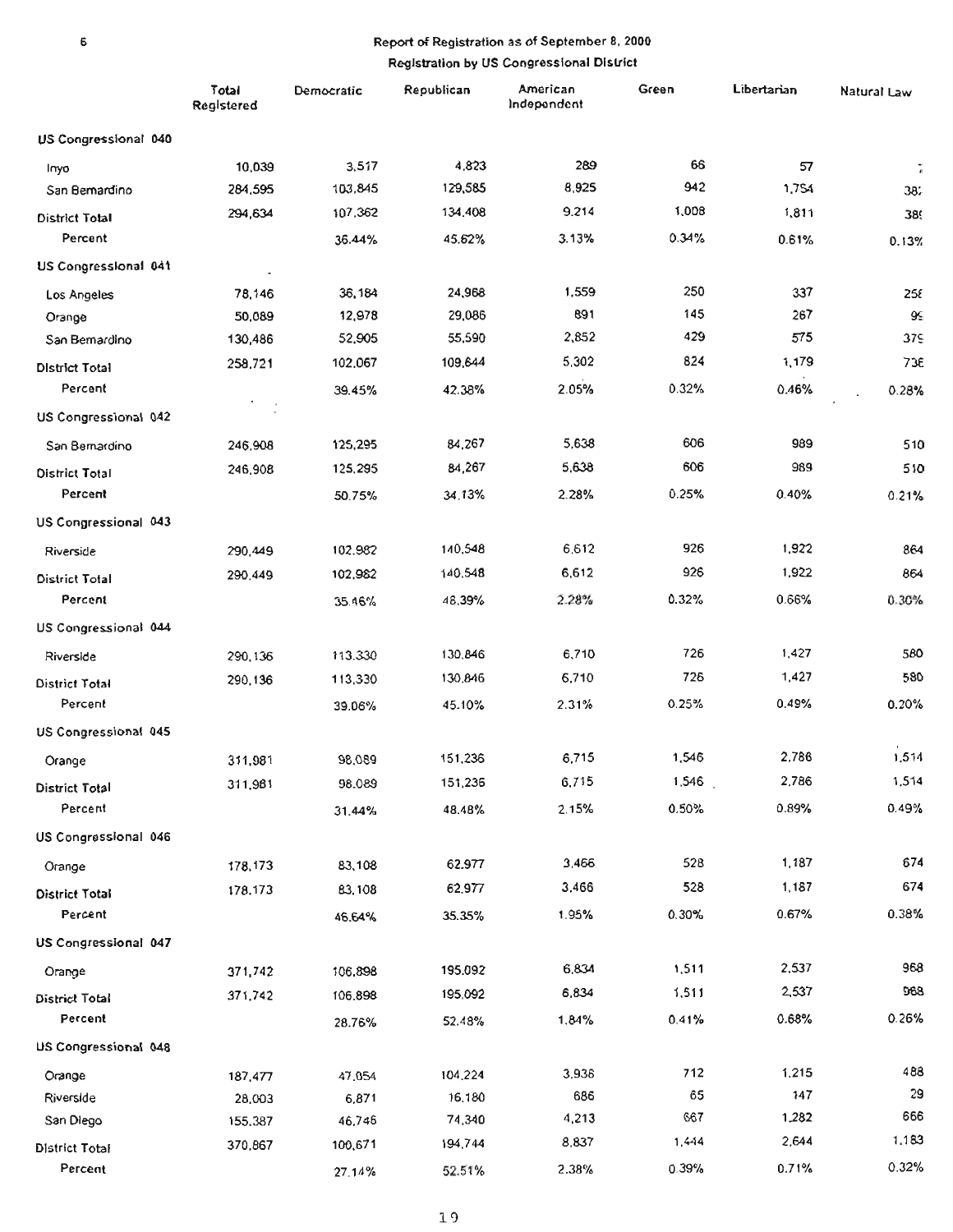# Report of Registration as of September 8, 2000

## Registration by US Congressional District

| | Total Registered | Democratic | Republican | American Independent | Green | Libertarian | Natural Law |
|---|---|---|---|---|---|---|---|
| **US Congressional 040** | | | | | | | |
| Inyo | 10,039 | 3,517 | 4,823 | 289 | 66 | 57 | 7 |
| San Bernardino | 284,595 | 103,845 | 129,585 | 8,925 | 942 | 1,754 | 382 |
| District Total | 294,634 | 107,362 | 134,408 | 9,214 | 1,008 | 1,811 | 389 |
| Percent | | 36.44% | 45.62% | 3.13% | 0.34% | 0.61% | 0.13% |
| **US Congressional 041** | | | | | | | |
| Los Angeles | 78,146 | 36,184 | 24,968 | 1,559 | 250 | 337 | 258 |
| Orange | 50,089 | 12,978 | 29,086 | 891 | 145 | 267 | 99 |
| San Bernardino | 130,486 | 52,905 | 55,590 | 2,852 | 429 | 575 | 379 |
| District Total | 258,721 | 102,067 | 109,644 | 5,302 | 824 | 1,179 | 736 |
| Percent | | 39.45% | 42.38% | 2.05% | 0.32% | 0.46% | 0.28% |
| **US Congressional 042** | | | | | | | |
| San Bernardino | 246,908 | 125,295 | 84,267 | 5,638 | 606 | 989 | 510 |
| District Total | 246,908 | 125,295 | 84,267 | 5,638 | 606 | 989 | 510 |
| Percent | | 50.75% | 34.13% | 2.28% | 0.25% | 0.40% | 0.21% |
| **US Congressional 043** | | | | | | | |
| Riverside | 290,449 | 102,982 | 140,548 | 6,612 | 926 | 1,922 | 864 |
| District Total | 290,449 | 102,982 | 140,548 | 6,612 | 926 | 1,922 | 864 |
| Percent | | 35.46% | 48.39% | 2.28% | 0.32% | 0.66% | 0.30% |
| **US Congressional 044** | | | | | | | |
| Riverside | 290,136 | 113,330 | 130,846 | 6,710 | 726 | 1,427 | 580 |
| District Total | 290,136 | 113,330 | 130,846 | 6,710 | 726 | 1,427 | 580 |
| Percent | | 39.06% | 45.10% | 2.31% | 0.25% | 0.49% | 0.20% |
| **US Congressional 045** | | | | | | | |
| Orange | 311,981 | 98,089 | 151,236 | 6,715 | 1,546 | 2,786 | 1,514 |
| District Total | 311,981 | 98,089 | 151,236 | 6,715 | 1,546 | 2,786 | 1,514 |
| Percent | | 31.44% | 48.48% | 2.15% | 0.50% | 0.89% | 0.49% |
| **US Congressional 046** | | | | | | | |
| Orange | 178,173 | 83,108 | 62,977 | 3,466 | 528 | 1,187 | 674 |
| District Total | 178,173 | 83,108 | 62,977 | 3,466 | 528 | 1,187 | 674 |
| Percent | | 46.64% | 35.35% | 1.95% | 0.30% | 0.67% | 0.38% |
| **US Congressional 047** | | | | | | | |
| Orange | 371,742 | 106,898 | 195,092 | 6,834 | 1,511 | 2,537 | 968 |
| District Total | 371,742 | 106,898 | 195,092 | 6,834 | 1,511 | 2,537 | 968 |
| Percent | | 28.76% | 52.48% | 1.84% | 0.41% | 0.68% | 0.26% |
| **US Congressional 048** | | | | | | | |
| Orange | 187,477 | 47,054 | 104,224 | 3,938 | 712 | 1,215 | 488 |
| Riverside | 28,003 | 6,871 | 16,180 | 686 | 65 | 147 | 29 |
| San Diego | 155,387 | 46,746 | 74,340 | 4,213 | 667 | 1,282 | 666 |
| District Total | 370,867 | 100,671 | 194,744 | 8,837 | 1,444 | 2,644 | 1,183 |
| Percent | | 27.14% | 52.51% | 2.38% | 0.39% | 0.71% | 0.32% |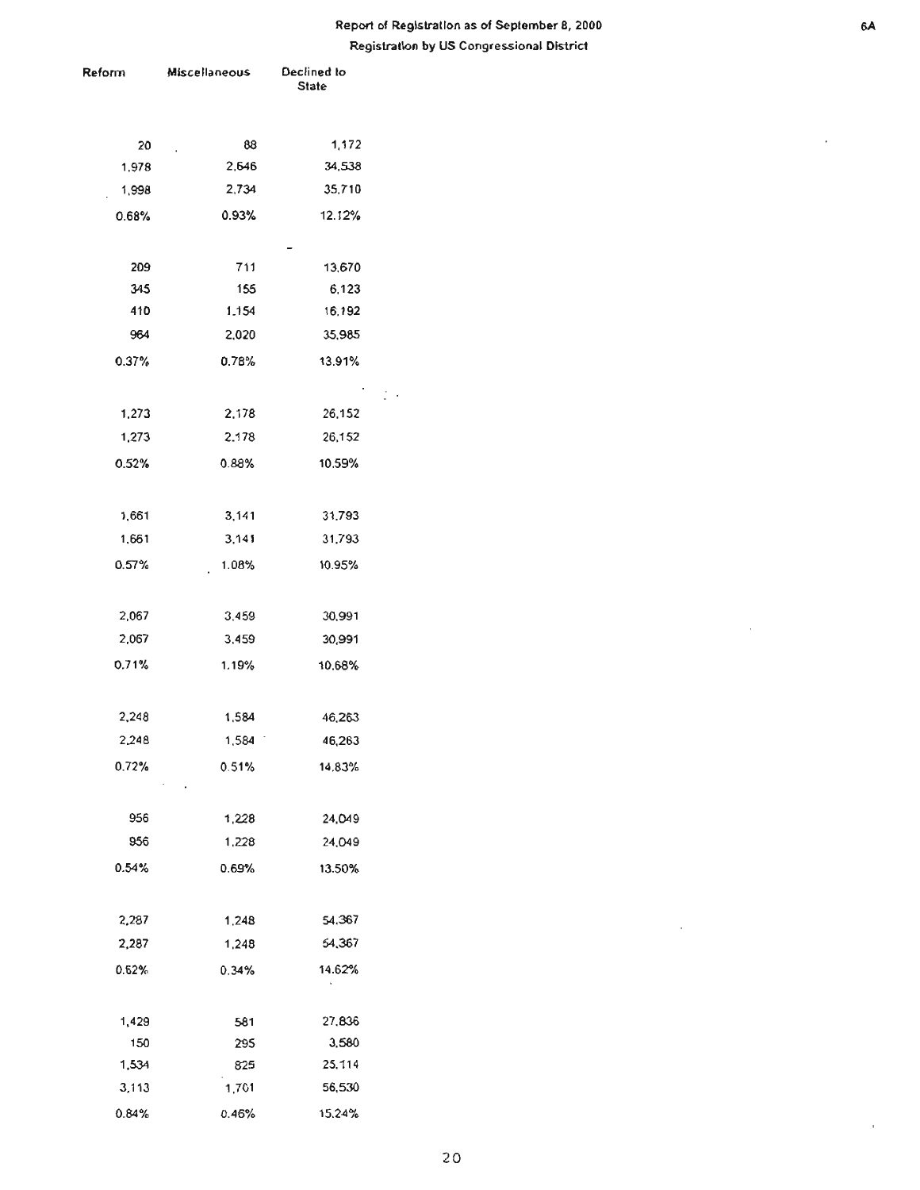Report of Registration as of September 8, 2000

Registration by US Congressional District

| Reform | Miscellaneous | Declined to State |
|---|---|---|
| 20 | 88 | 1,172 |
| 1,978 | 2,646 | 34,538 |
| 1,998 | 2,734 | 35,710 |
| 0.68% | 0.93% | 12.12% |
| | | |
| 209 | 711 | 13,670 |
| 345 | 155 | 6,123 |
| 410 | 1,154 | 16,192 |
| 964 | 2,020 | 35,985 |
| 0.37% | 0.78% | 13.91% |
| | | |
| 1,273 | 2,178 | 26,152 |
| 1,273 | 2,178 | 26,152 |
| 0.52% | 0.88% | 10.59% |
| | | |
| 1,661 | 3,141 | 31,793 |
| 1,661 | 3,141 | 31,793 |
| 0.57% | 1.08% | 10.95% |
| | | |
| 2,067 | 3,459 | 30,991 |
| 2,067 | 3,459 | 30,991 |
| 0.71% | 1.19% | 10.68% |
| | | |
| 2,248 | 1,584 | 46,263 |
| 2,248 | 1,584 | 46,263 |
| 0.72% | 0.51% | 14.83% |
| | | |
| 956 | 1,228 | 24,049 |
| 956 | 1,228 | 24,049 |
| 0.54% | 0.69% | 13.50% |
| | | |
| 2,287 | 1,248 | 54,367 |
| 2,287 | 1,248 | 54,367 |
| 0.62% | 0.34% | 14.62% |
| | | |
| 1,429 | 581 | 27,836 |
| 150 | 295 | 3,580 |
| 1,534 | 825 | 25,114 |
| 3,113 | 1,701 | 56,530 |
| 0.84% | 0.46% | 15.24% |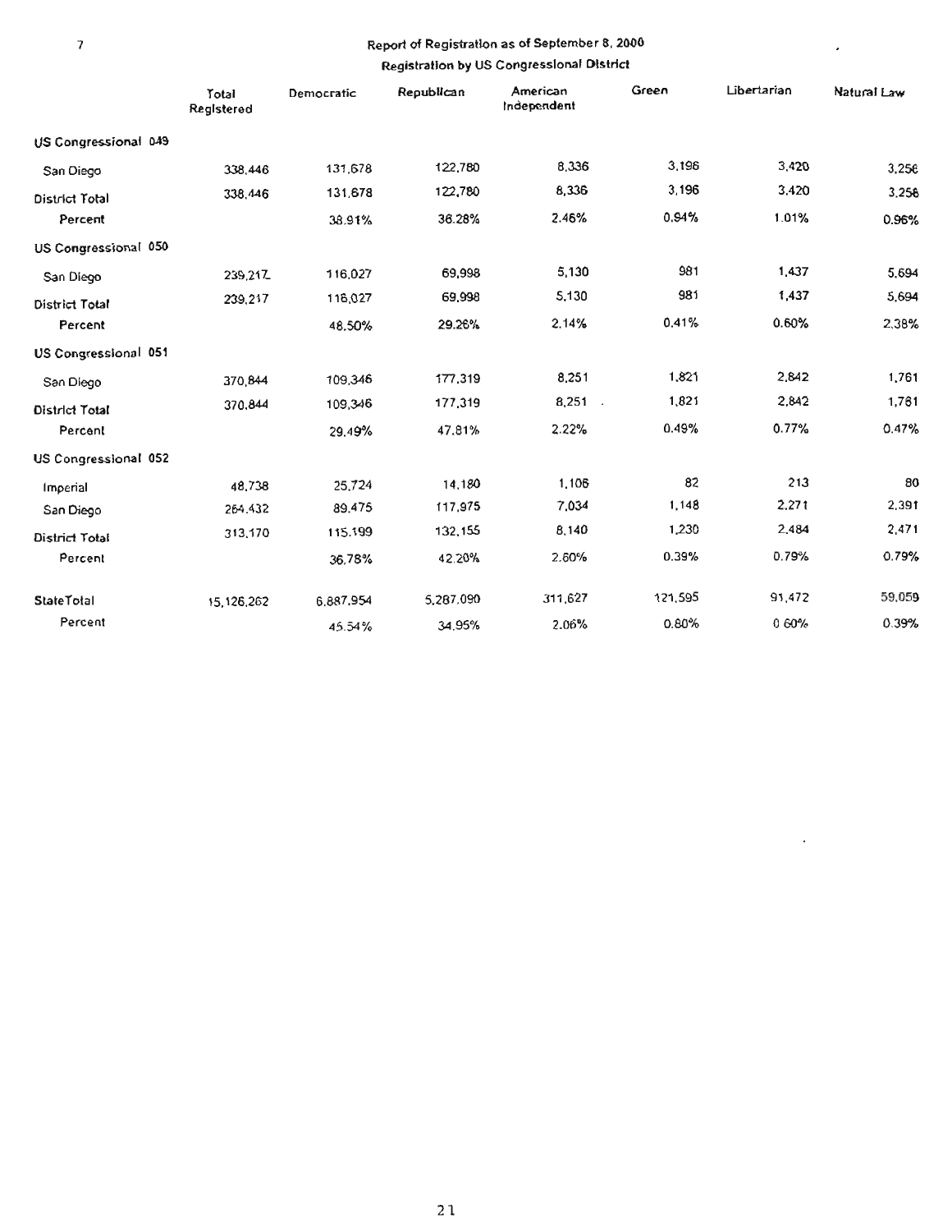## Report of Registration as of September 8, 2000

### Registration by US Congressional District

| | Total Registered | Democratic | Republican | American Independent | Green | Libertarian | Natural Law |
|---|---|---|---|---|---|---|---|
| **US Congressional 049** | | | | | | | |
| San Diego | 338,446 | 131,678 | 122,780 | 8,336 | 3,196 | 3,420 | 3,256 |
| District Total | 338,446 | 131,678 | 122,780 | 8,336 | 3,196 | 3,420 | 3,256 |
| Percent | | 38.91% | 36.28% | 2.46% | 0.94% | 1.01% | 0.96% |
| **US Congressional 050** | | | | | | | |
| San Diego | 239,217 | 116,027 | 69,998 | 5,130 | 981 | 1,437 | 5,694 |
| District Total | 239,217 | 116,027 | 69,998 | 5,130 | 981 | 1,437 | 5,694 |
| Percent | | 48.50% | 29.26% | 2.14% | 0.41% | 0.60% | 2.38% |
| **US Congressional 051** | | | | | | | |
| San Diego | 370,844 | 109,346 | 177,319 | 8,251 | 1,821 | 2,842 | 1,761 |
| District Total | 370,844 | 109,346 | 177,319 | 8,251 | 1,821 | 2,842 | 1,761 |
| Percent | | 29.49% | 47.81% | 2.22% | 0.49% | 0.77% | 0.47% |
| **US Congressional 052** | | | | | | | |
| Imperial | 48,738 | 25,724 | 14,180 | 1,106 | 82 | 213 | 80 |
| San Diego | 264,432 | 89,475 | 117,975 | 7,034 | 1,148 | 2,271 | 2,391 |
| District Total | 313,170 | 115,199 | 132,155 | 8,140 | 1,230 | 2,484 | 2,471 |
| Percent | | 36.78% | 42.20% | 2.60% | 0.39% | 0.79% | 0.79% |
| **State Total** | 15,126,262 | 6,887,954 | 5,287,090 | 311,627 | 121,595 | 91,472 | 59,059 |
| Percent | | 45.54% | 34.95% | 2.06% | 0.80% | 0.60% | 0.39% |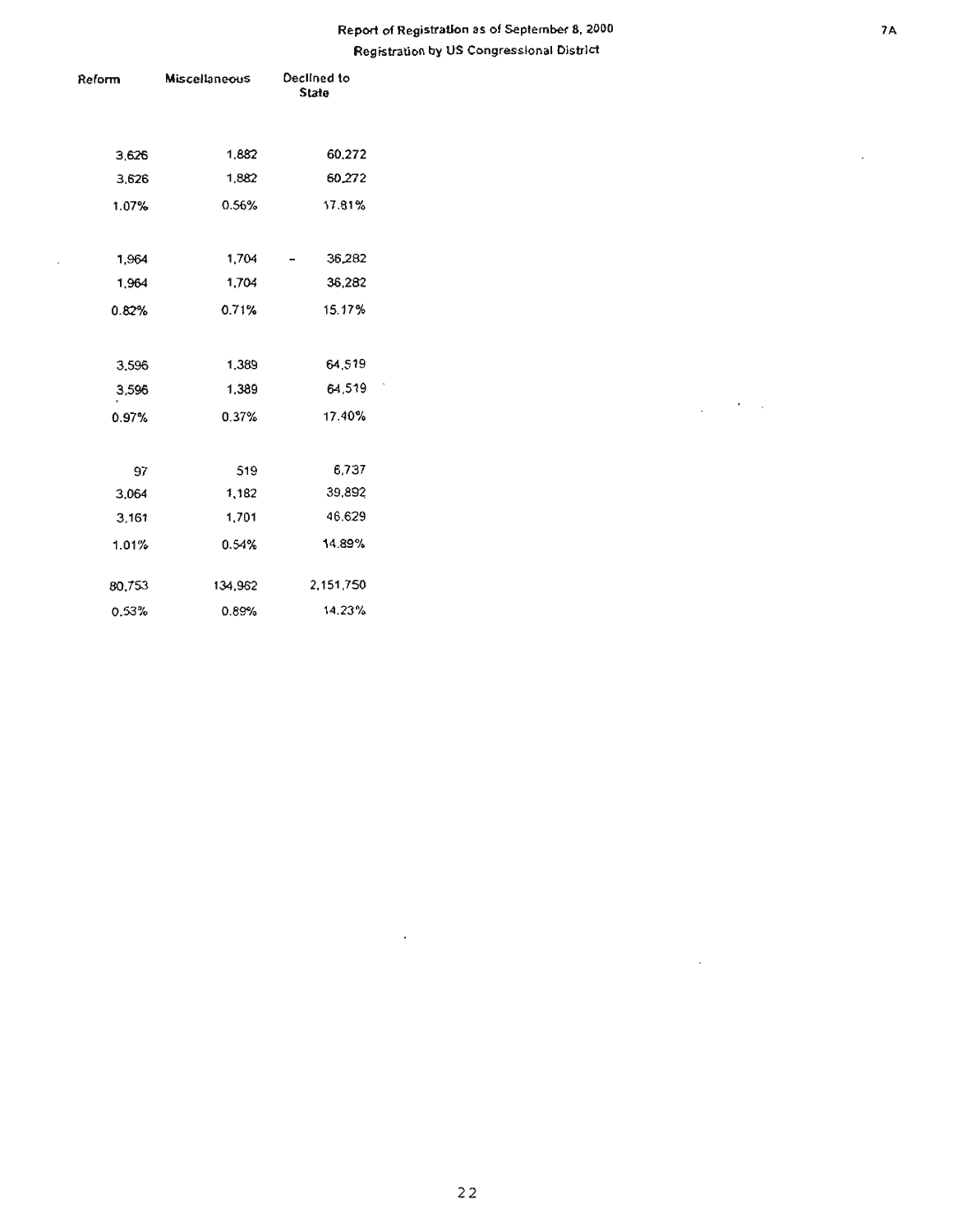# Report of Registration as of September 8, 2000

## Registration by US Congressional District

| Reform | Miscellaneous | Declined to State |
|---|---|---|
| 3,626 | 1,882 | 60,272 |
| 3,626 | 1,882 | 60,272 |
| 1.07% | 0.56% | 17.81% |
| 1,964 | 1,704 | 36,282 |
| 1,964 | 1,704 | 36,282 |
| 0.82% | 0.71% | 15.17% |
| 3,596 | 1,389 | 64,519 |
| 3,596 | 1,389 | 64,519 |
| 0.97% | 0.37% | 17.40% |
| 97 | 519 | 6,737 |
| 3,064 | 1,182 | 39,892 |
| 3,161 | 1,701 | 46,629 |
| 1.01% | 0.54% | 14.89% |
| 80,753 | 134,962 | 2,151,750 |
| 0.53% | 0.89% | 14.23% |